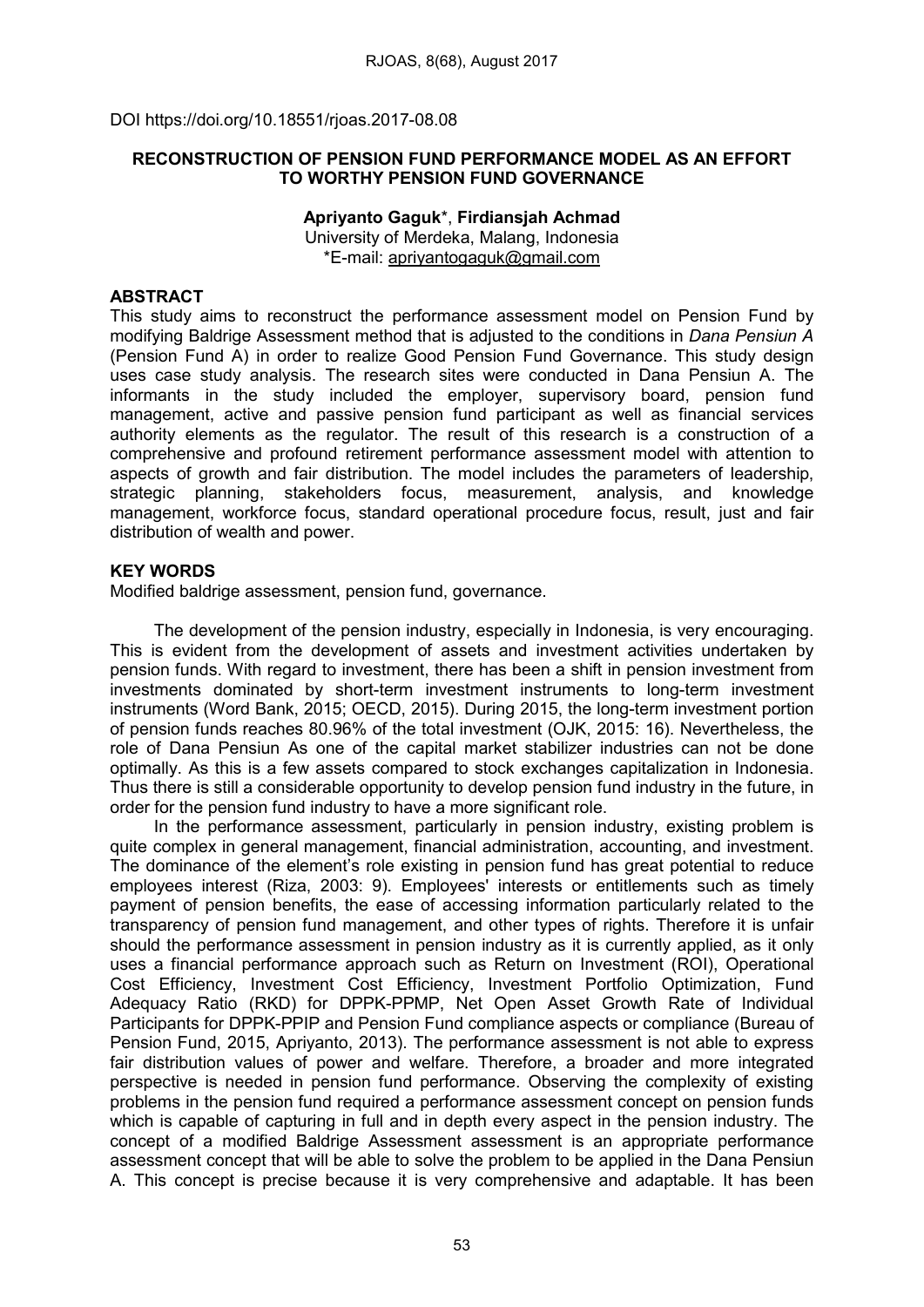DOI https://doi.org/10.18551/rjoas.2017-08.08

# RECONSTRUCTION OF PENSION FUND PERFORMANCE MODEL AS AN EFFORT TO WORTHY PENSION FUND GOVERNANCE

**Apriyanto Gaguk***, **Firdiansjah Achmad**
University of Merdeka, Malang, Indonesia
*E-mail: apriyantogaguk@gmail.com

## ABSTRACT

This study aims to reconstruct the performance assessment model on Pension Fund by modifying Baldrige Assessment method that is adjusted to the conditions in *Dana Pensiun A* (Pension Fund A) in order to realize Good Pension Fund Governance. This study design uses case study analysis. The research sites were conducted in Dana Pensiun A. The informants in the study included the employer, supervisory board, pension fund management, active and passive pension fund participant as well as financial services authority elements as the regulator. The result of this research is a construction of a comprehensive and profound retirement performance assessment model with attention to aspects of growth and fair distribution. The model includes the parameters of leadership, strategic planning, stakeholders focus, measurement, analysis, and knowledge management, workforce focus, standard operational procedure focus, result, just and fair distribution of wealth and power.

## KEY WORDS

Modified baldrige assessment, pension fund, governance.

The development of the pension industry, especially in Indonesia, is very encouraging. This is evident from the development of assets and investment activities undertaken by pension funds. With regard to investment, there has been a shift in pension investment from investments dominated by short-term investment instruments to long-term investment instruments (Word Bank, 2015; OECD, 2015). During 2015, the long-term investment portion of pension funds reaches 80.96% of the total investment (OJK, 2015: 16). Nevertheless, the role of Dana Pensiun As one of the capital market stabilizer industries can not be done optimally. As this is a few assets compared to stock exchanges capitalization in Indonesia. Thus there is still a considerable opportunity to develop pension fund industry in the future, in order for the pension fund industry to have a more significant role.

In the performance assessment, particularly in pension industry, existing problem is quite complex in general management, financial administration, accounting, and investment. The dominance of the element's role existing in pension fund has great potential to reduce employees interest (Riza, 2003: 9). Employees' interests or entitlements such as timely payment of pension benefits, the ease of accessing information particularly related to the transparency of pension fund management, and other types of rights. Therefore it is unfair should the performance assessment in pension industry as it is currently applied, as it only uses a financial performance approach such as Return on Investment (ROI), Operational Cost Efficiency, Investment Cost Efficiency, Investment Portfolio Optimization, Fund Adequacy Ratio (RKD) for DPPK-PPMP, Net Open Asset Growth Rate of Individual Participants for DPPK-PPIP and Pension Fund compliance aspects or compliance (Bureau of Pension Fund, 2015, Apriyanto, 2013). The performance assessment is not able to express fair distribution values of power and welfare. Therefore, a broader and more integrated perspective is needed in pension fund performance. Observing the complexity of existing problems in the pension fund required a performance assessment concept on pension funds which is capable of capturing in full and in depth every aspect in the pension industry. The concept of a modified Baldrige Assessment assessment is an appropriate performance assessment concept that will be able to solve the problem to be applied in the Dana Pensiun A. This concept is precise because it is very comprehensive and adaptable. It has been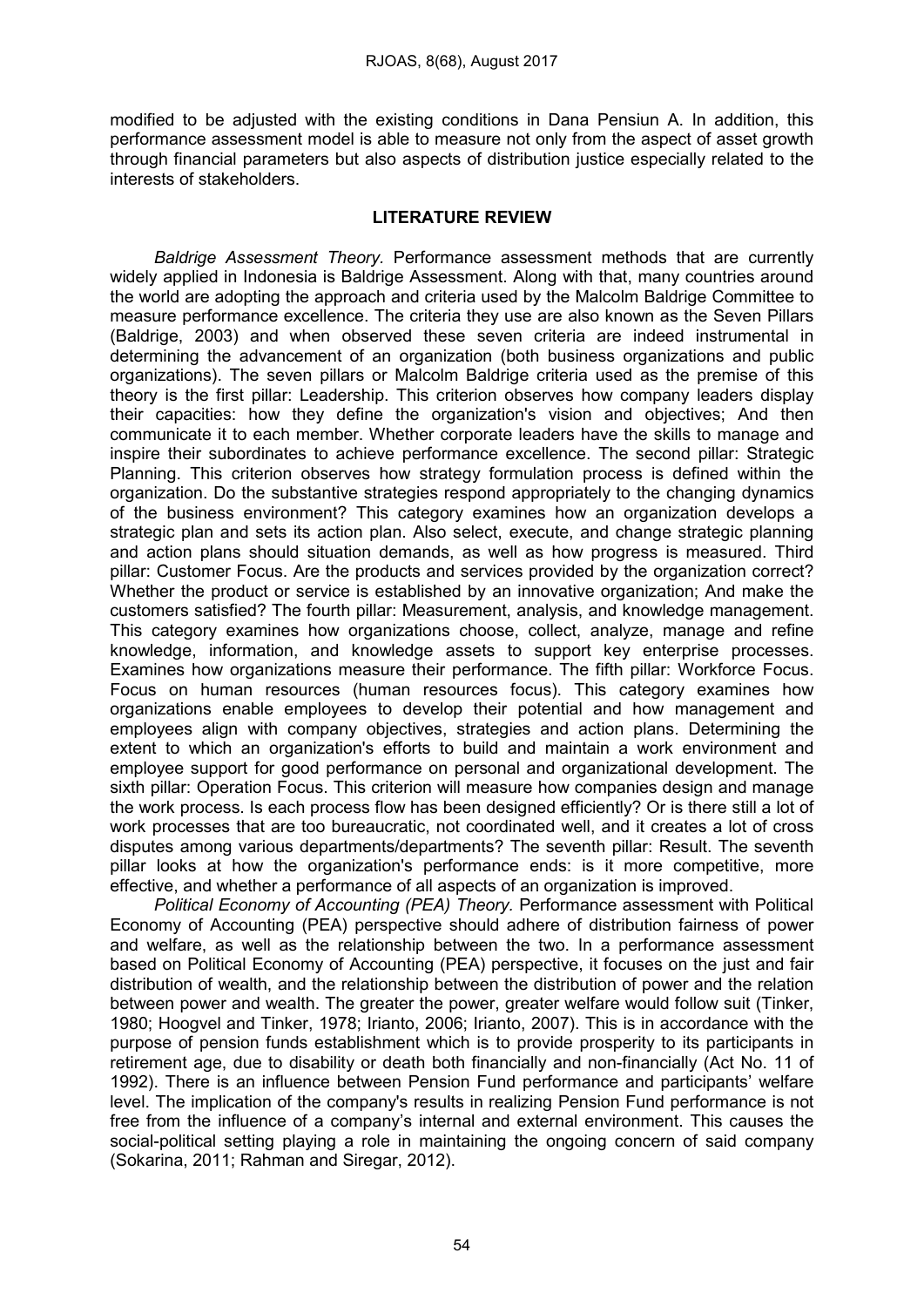modified to be adjusted with the existing conditions in Dana Pensiun A. In addition, this performance assessment model is able to measure not only from the aspect of asset growth through financial parameters but also aspects of distribution justice especially related to the interests of stakeholders.

## LITERATURE REVIEW

*Baldrige Assessment Theory.* Performance assessment methods that are currently widely applied in Indonesia is Baldrige Assessment. Along with that, many countries around the world are adopting the approach and criteria used by the Malcolm Baldrige Committee to measure performance excellence. The criteria they use are also known as the Seven Pillars (Baldrige, 2003) and when observed these seven criteria are indeed instrumental in determining the advancement of an organization (both business organizations and public organizations). The seven pillars or Malcolm Baldrige criteria used as the premise of this theory is the first pillar: Leadership. This criterion observes how company leaders display their capacities: how they define the organization's vision and objectives; And then communicate it to each member. Whether corporate leaders have the skills to manage and inspire their subordinates to achieve performance excellence. The second pillar: Strategic Planning. This criterion observes how strategy formulation process is defined within the organization. Do the substantive strategies respond appropriately to the changing dynamics of the business environment? This category examines how an organization develops a strategic plan and sets its action plan. Also select, execute, and change strategic planning and action plans should situation demands, as well as how progress is measured. Third pillar: Customer Focus. Are the products and services provided by the organization correct? Whether the product or service is established by an innovative organization; And make the customers satisfied? The fourth pillar: Measurement, analysis, and knowledge management. This category examines how organizations choose, collect, analyze, manage and refine knowledge, information, and knowledge assets to support key enterprise processes. Examines how organizations measure their performance. The fifth pillar: Workforce Focus. Focus on human resources (human resources focus). This category examines how organizations enable employees to develop their potential and how management and employees align with company objectives, strategies and action plans. Determining the extent to which an organization's efforts to build and maintain a work environment and employee support for good performance on personal and organizational development. The sixth pillar: Operation Focus. This criterion will measure how companies design and manage the work process. Is each process flow has been designed efficiently? Or is there still a lot of work processes that are too bureaucratic, not coordinated well, and it creates a lot of cross disputes among various departments/departments? The seventh pillar: Result. The seventh pillar looks at how the organization's performance ends: is it more competitive, more effective, and whether a performance of all aspects of an organization is improved.

*Political Economy of Accounting (PEA) Theory.* Performance assessment with Political Economy of Accounting (PEA) perspective should adhere of distribution fairness of power and welfare, as well as the relationship between the two. In a performance assessment based on Political Economy of Accounting (PEA) perspective, it focuses on the just and fair distribution of wealth, and the relationship between the distribution of power and the relation between power and wealth. The greater the power, greater welfare would follow suit (Tinker, 1980; Hoogvel and Tinker, 1978; Irianto, 2006; Irianto, 2007). This is in accordance with the purpose of pension funds establishment which is to provide prosperity to its participants in retirement age, due to disability or death both financially and non-financially (Act No. 11 of 1992). There is an influence between Pension Fund performance and participants' welfare level. The implication of the company's results in realizing Pension Fund performance is not free from the influence of a company's internal and external environment. This causes the social-political setting playing a role in maintaining the ongoing concern of said company (Sokarina, 2011; Rahman and Siregar, 2012).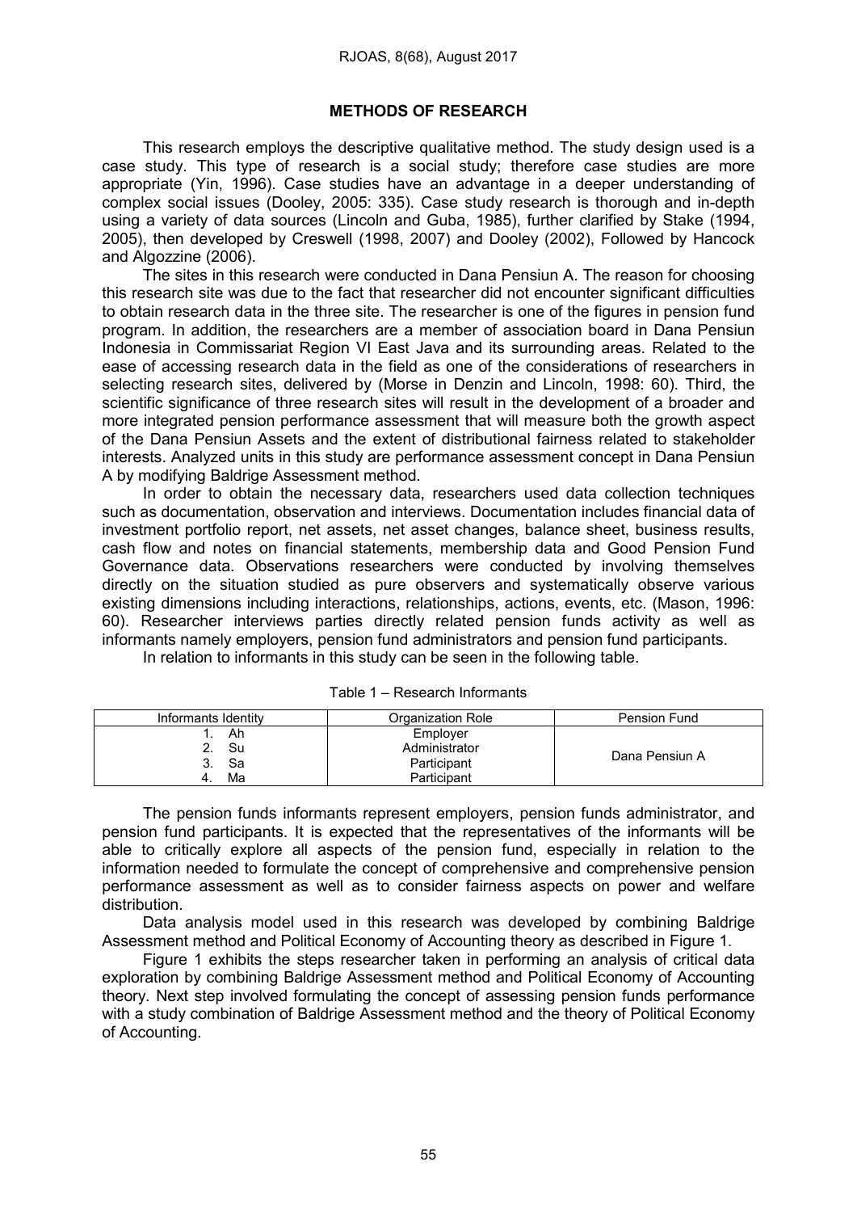## METHODS OF RESEARCH

This research employs the descriptive qualitative method. The study design used is a case study. This type of research is a social study; therefore case studies are more appropriate (Yin, 1996). Case studies have an advantage in a deeper understanding of complex social issues (Dooley, 2005: 335). Case study research is thorough and in-depth using a variety of data sources (Lincoln and Guba, 1985), further clarified by Stake (1994, 2005), then developed by Creswell (1998, 2007) and Dooley (2002), Followed by Hancock and Algozzine (2006).

The sites in this research were conducted in Dana Pensiun A. The reason for choosing this research site was due to the fact that researcher did not encounter significant difficulties to obtain research data in the three site. The researcher is one of the figures in pension fund program. In addition, the researchers are a member of association board in Dana Pensiun Indonesia in Commissariat Region VI East Java and its surrounding areas. Related to the ease of accessing research data in the field as one of the considerations of researchers in selecting research sites, delivered by (Morse in Denzin and Lincoln, 1998: 60). Third, the scientific significance of three research sites will result in the development of a broader and more integrated pension performance assessment that will measure both the growth aspect of the Dana Pensiun Assets and the extent of distributional fairness related to stakeholder interests. Analyzed units in this study are performance assessment concept in Dana Pensiun A by modifying Baldrige Assessment method.

In order to obtain the necessary data, researchers used data collection techniques such as documentation, observation and interviews. Documentation includes financial data of investment portfolio report, net assets, net asset changes, balance sheet, business results, cash flow and notes on financial statements, membership data and Good Pension Fund Governance data. Observations researchers were conducted by involving themselves directly on the situation studied as pure observers and systematically observe various existing dimensions including interactions, relationships, actions, events, etc. (Mason, 1996: 60). Researcher interviews parties directly related pension funds activity as well as informants namely employers, pension fund administrators and pension fund participants.

In relation to informants in this study can be seen in the following table.

Table 1 – Research Informants

| Informants Identity | Organization Role | Pension Fund |
|---|---|---|
| 1. Ah | Employer | Dana Pensiun A |
| 2. Su | Administrator | |
| 3. Sa | Participant | |
| 4. Ma | Participant | |

The pension funds informants represent employers, pension funds administrator, and pension fund participants. It is expected that the representatives of the informants will be able to critically explore all aspects of the pension fund, especially in relation to the information needed to formulate the concept of comprehensive and comprehensive pension performance assessment as well as to consider fairness aspects on power and welfare distribution.

Data analysis model used in this research was developed by combining Baldrige Assessment method and Political Economy of Accounting theory as described in Figure 1.

Figure 1 exhibits the steps researcher taken in performing an analysis of critical data exploration by combining Baldrige Assessment method and Political Economy of Accounting theory. Next step involved formulating the concept of assessing pension funds performance with a study combination of Baldrige Assessment method and the theory of Political Economy of Accounting.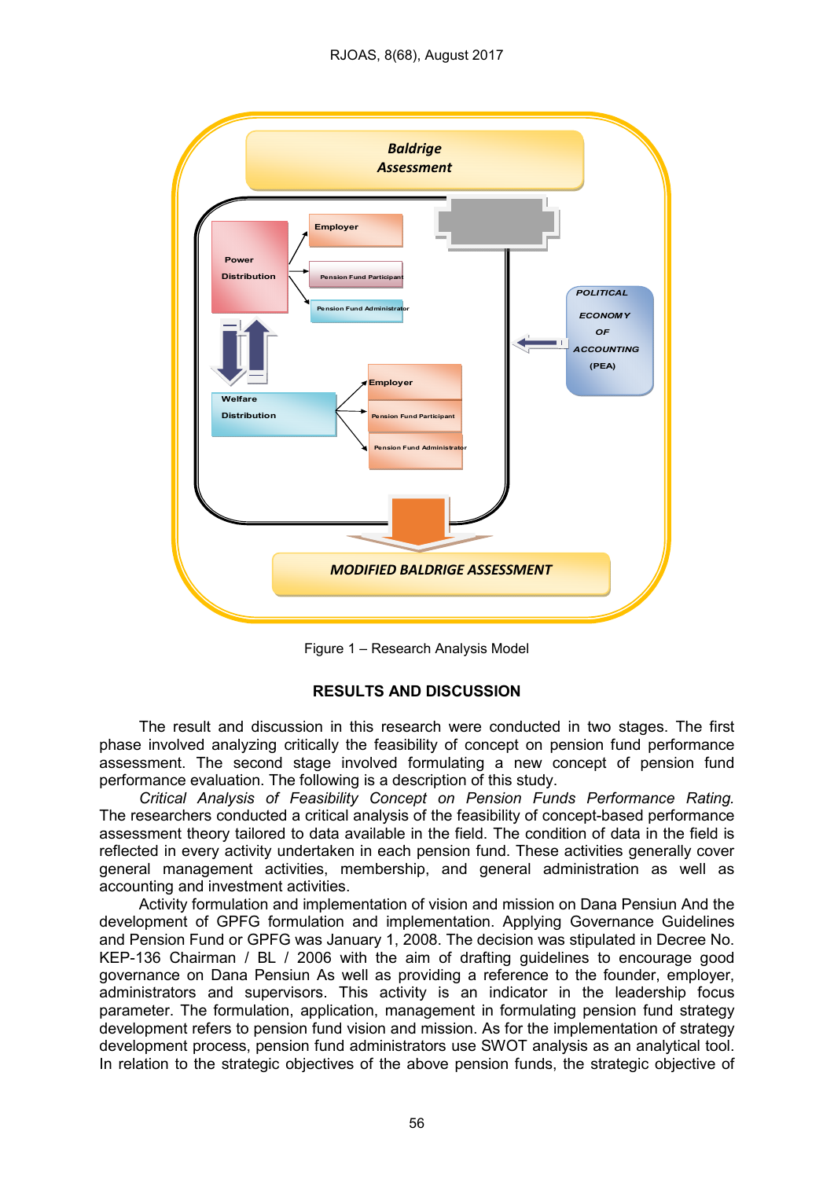Figure 1 – Research Analysis Model

## RESULTS AND DISCUSSION

The result and discussion in this research were conducted in two stages. The first phase involved analyzing critically the feasibility of concept on pension fund performance assessment. The second stage involved formulating a new concept of pension fund performance evaluation. The following is a description of this study.

*Critical Analysis of Feasibility Concept on Pension Funds Performance Rating.* The researchers conducted a critical analysis of the feasibility of concept-based performance assessment theory tailored to data available in the field. The condition of data in the field is reflected in every activity undertaken in each pension fund. These activities generally cover general management activities, membership, and general administration as well as accounting and investment activities.

Activity formulation and implementation of vision and mission on Dana Pensiun And the development of GPFG formulation and implementation. Applying Governance Guidelines and Pension Fund or GPFG was January 1, 2008. The decision was stipulated in Decree No. KEP-136 Chairman / BL / 2006 with the aim of drafting guidelines to encourage good governance on Dana Pensiun As well as providing a reference to the founder, employer, administrators and supervisors. This activity is an indicator in the leadership focus parameter. The formulation, application, management in formulating pension fund strategy development refers to pension fund vision and mission. As for the implementation of strategy development process, pension fund administrators use SWOT analysis as an analytical tool. In relation to the strategic objectives of the above pension funds, the strategic objective of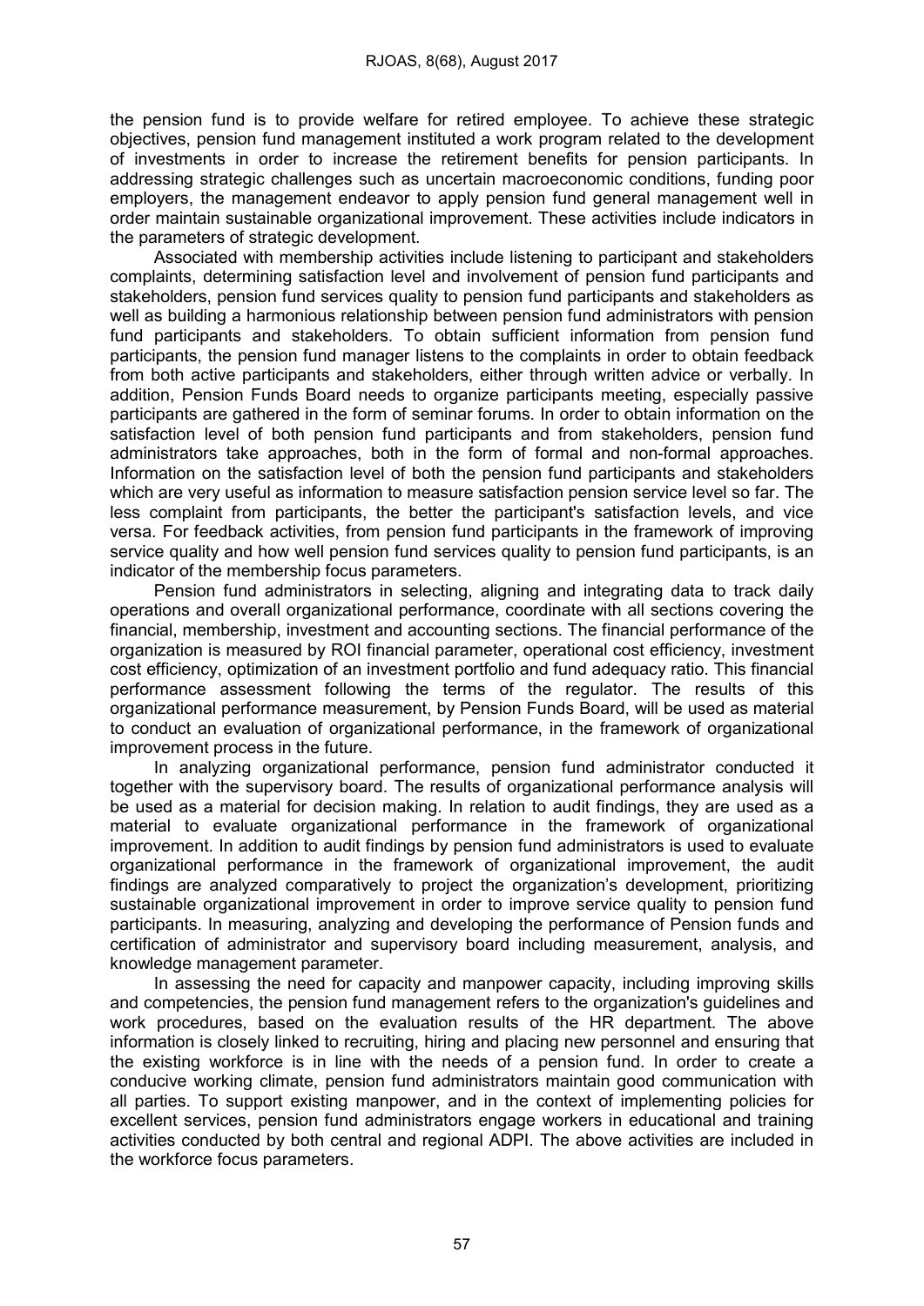the pension fund is to provide welfare for retired employee. To achieve these strategic objectives, pension fund management instituted a work program related to the development of investments in order to increase the retirement benefits for pension participants. In addressing strategic challenges such as uncertain macroeconomic conditions, funding poor employers, the management endeavor to apply pension fund general management well in order maintain sustainable organizational improvement. These activities include indicators in the parameters of strategic development.

Associated with membership activities include listening to participant and stakeholders complaints, determining satisfaction level and involvement of pension fund participants and stakeholders, pension fund services quality to pension fund participants and stakeholders as well as building a harmonious relationship between pension fund administrators with pension fund participants and stakeholders. To obtain sufficient information from pension fund participants, the pension fund manager listens to the complaints in order to obtain feedback from both active participants and stakeholders, either through written advice or verbally. In addition, Pension Funds Board needs to organize participants meeting, especially passive participants are gathered in the form of seminar forums. In order to obtain information on the satisfaction level of both pension fund participants and from stakeholders, pension fund administrators take approaches, both in the form of formal and non-formal approaches. Information on the satisfaction level of both the pension fund participants and stakeholders which are very useful as information to measure satisfaction pension service level so far. The less complaint from participants, the better the participant's satisfaction levels, and vice versa. For feedback activities, from pension fund participants in the framework of improving service quality and how well pension fund services quality to pension fund participants, is an indicator of the membership focus parameters.

Pension fund administrators in selecting, aligning and integrating data to track daily operations and overall organizational performance, coordinate with all sections covering the financial, membership, investment and accounting sections. The financial performance of the organization is measured by ROI financial parameter, operational cost efficiency, investment cost efficiency, optimization of an investment portfolio and fund adequacy ratio. This financial performance assessment following the terms of the regulator. The results of this organizational performance measurement, by Pension Funds Board, will be used as material to conduct an evaluation of organizational performance, in the framework of organizational improvement process in the future.

In analyzing organizational performance, pension fund administrator conducted it together with the supervisory board. The results of organizational performance analysis will be used as a material for decision making. In relation to audit findings, they are used as a material to evaluate organizational performance in the framework of organizational improvement. In addition to audit findings by pension fund administrators is used to evaluate organizational performance in the framework of organizational improvement, the audit findings are analyzed comparatively to project the organization's development, prioritizing sustainable organizational improvement in order to improve service quality to pension fund participants. In measuring, analyzing and developing the performance of Pension funds and certification of administrator and supervisory board including measurement, analysis, and knowledge management parameter.

In assessing the need for capacity and manpower capacity, including improving skills and competencies, the pension fund management refers to the organization's guidelines and work procedures, based on the evaluation results of the HR department. The above information is closely linked to recruiting, hiring and placing new personnel and ensuring that the existing workforce is in line with the needs of a pension fund. In order to create a conducive working climate, pension fund administrators maintain good communication with all parties. To support existing manpower, and in the context of implementing policies for excellent services, pension fund administrators engage workers in educational and training activities conducted by both central and regional ADPI. The above activities are included in the workforce focus parameters.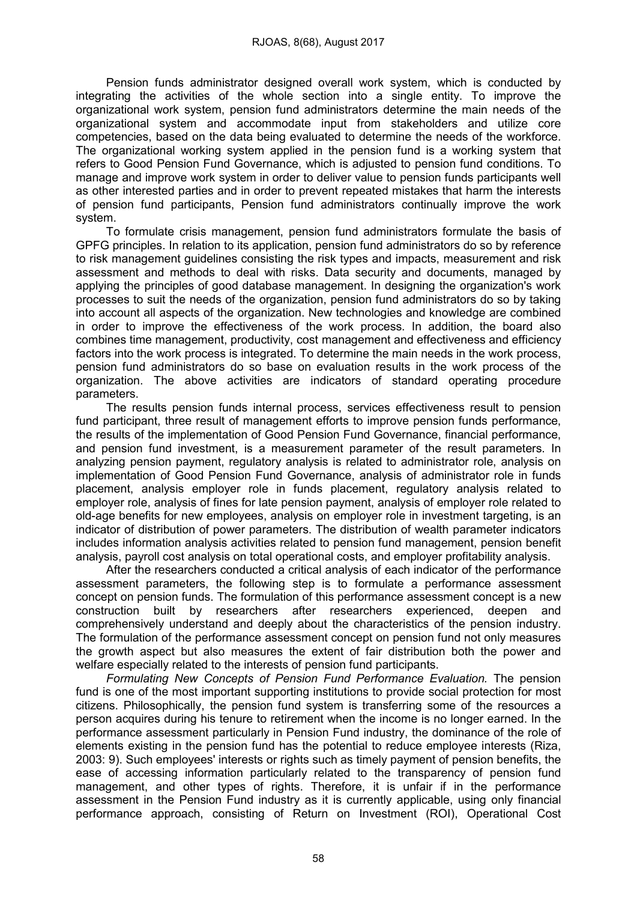Pension funds administrator designed overall work system, which is conducted by integrating the activities of the whole section into a single entity. To improve the organizational work system, pension fund administrators determine the main needs of the organizational system and accommodate input from stakeholders and utilize core competencies, based on the data being evaluated to determine the needs of the workforce. The organizational working system applied in the pension fund is a working system that refers to Good Pension Fund Governance, which is adjusted to pension fund conditions. To manage and improve work system in order to deliver value to pension funds participants well as other interested parties and in order to prevent repeated mistakes that harm the interests of pension fund participants, Pension fund administrators continually improve the work system.

To formulate crisis management, pension fund administrators formulate the basis of GPFG principles. In relation to its application, pension fund administrators do so by reference to risk management guidelines consisting the risk types and impacts, measurement and risk assessment and methods to deal with risks. Data security and documents, managed by applying the principles of good database management. In designing the organization's work processes to suit the needs of the organization, pension fund administrators do so by taking into account all aspects of the organization. New technologies and knowledge are combined in order to improve the effectiveness of the work process. In addition, the board also combines time management, productivity, cost management and effectiveness and efficiency factors into the work process is integrated. To determine the main needs in the work process, pension fund administrators do so base on evaluation results in the work process of the organization. The above activities are indicators of standard operating procedure parameters.

The results pension funds internal process, services effectiveness result to pension fund participant, three result of management efforts to improve pension funds performance, the results of the implementation of Good Pension Fund Governance, financial performance, and pension fund investment, is a measurement parameter of the result parameters. In analyzing pension payment, regulatory analysis is related to administrator role, analysis on implementation of Good Pension Fund Governance, analysis of administrator role in funds placement, analysis employer role in funds placement, regulatory analysis related to employer role, analysis of fines for late pension payment, analysis of employer role related to old-age benefits for new employees, analysis on employer role in investment targeting, is an indicator of distribution of power parameters. The distribution of wealth parameter indicators includes information analysis activities related to pension fund management, pension benefit analysis, payroll cost analysis on total operational costs, and employer profitability analysis.

After the researchers conducted a critical analysis of each indicator of the performance assessment parameters, the following step is to formulate a performance assessment concept on pension funds. The formulation of this performance assessment concept is a new construction built by researchers after researchers experienced, deepen and comprehensively understand and deeply about the characteristics of the pension industry. The formulation of the performance assessment concept on pension fund not only measures the growth aspect but also measures the extent of fair distribution both the power and welfare especially related to the interests of pension fund participants.

*Formulating New Concepts of Pension Fund Performance Evaluation.* The pension fund is one of the most important supporting institutions to provide social protection for most citizens. Philosophically, the pension fund system is transferring some of the resources a person acquires during his tenure to retirement when the income is no longer earned. In the performance assessment particularly in Pension Fund industry, the dominance of the role of elements existing in the pension fund has the potential to reduce employee interests (Riza, 2003: 9). Such employees' interests or rights such as timely payment of pension benefits, the ease of accessing information particularly related to the transparency of pension fund management, and other types of rights. Therefore, it is unfair if in the performance assessment in the Pension Fund industry as it is currently applicable, using only financial performance approach, consisting of Return on Investment (ROI), Operational Cost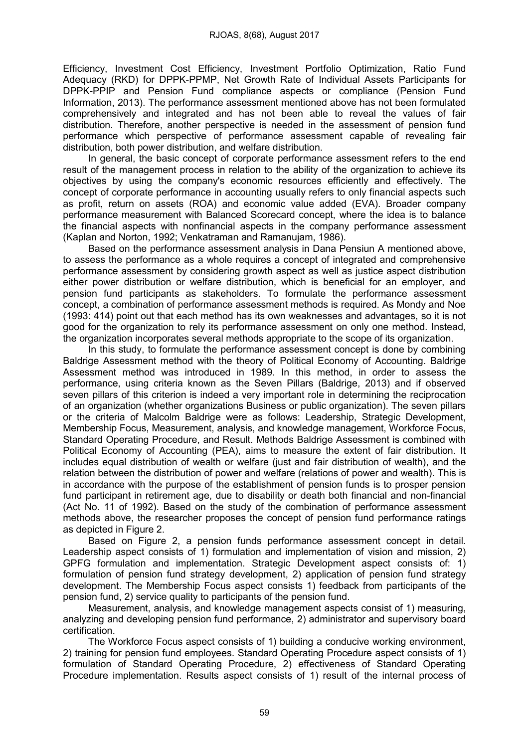Efficiency, Investment Cost Efficiency, Investment Portfolio Optimization, Ratio Fund Adequacy (RKD) for DPPK-PPMP, Net Growth Rate of Individual Assets Participants for DPPK-PPIP and Pension Fund compliance aspects or compliance (Pension Fund Information, 2013). The performance assessment mentioned above has not been formulated comprehensively and integrated and has not been able to reveal the values of fair distribution. Therefore, another perspective is needed in the assessment of pension fund performance which perspective of performance assessment capable of revealing fair distribution, both power distribution, and welfare distribution.

In general, the basic concept of corporate performance assessment refers to the end result of the management process in relation to the ability of the organization to achieve its objectives by using the company's economic resources efficiently and effectively. The concept of corporate performance in accounting usually refers to only financial aspects such as profit, return on assets (ROA) and economic value added (EVA). Broader company performance measurement with Balanced Scorecard concept, where the idea is to balance the financial aspects with nonfinancial aspects in the company performance assessment (Kaplan and Norton, 1992; Venkatraman and Ramanujam, 1986).

Based on the performance assessment analysis in Dana Pensiun A mentioned above, to assess the performance as a whole requires a concept of integrated and comprehensive performance assessment by considering growth aspect as well as justice aspect distribution either power distribution or welfare distribution, which is beneficial for an employer, and pension fund participants as stakeholders. To formulate the performance assessment concept, a combination of performance assessment methods is required. As Mondy and Noe (1993: 414) point out that each method has its own weaknesses and advantages, so it is not good for the organization to rely its performance assessment on only one method. Instead, the organization incorporates several methods appropriate to the scope of its organization.

In this study, to formulate the performance assessment concept is done by combining Baldrige Assessment method with the theory of Political Economy of Accounting. Baldrige Assessment method was introduced in 1989. In this method, in order to assess the performance, using criteria known as the Seven Pillars (Baldrige, 2013) and if observed seven pillars of this criterion is indeed a very important role in determining the reciprocation of an organization (whether organizations Business or public organization). The seven pillars or the criteria of Malcolm Baldrige were as follows: Leadership, Strategic Development, Membership Focus, Measurement, analysis, and knowledge management, Workforce Focus, Standard Operating Procedure, and Result. Methods Baldrige Assessment is combined with Political Economy of Accounting (PEA), aims to measure the extent of fair distribution. It includes equal distribution of wealth or welfare (just and fair distribution of wealth), and the relation between the distribution of power and welfare (relations of power and wealth). This is in accordance with the purpose of the establishment of pension funds is to prosper pension fund participant in retirement age, due to disability or death both financial and non-financial (Act No. 11 of 1992). Based on the study of the combination of performance assessment methods above, the researcher proposes the concept of pension fund performance ratings as depicted in Figure 2.

Based on Figure 2, a pension funds performance assessment concept in detail. Leadership aspect consists of 1) formulation and implementation of vision and mission, 2) GPFG formulation and implementation. Strategic Development aspect consists of: 1) formulation of pension fund strategy development, 2) application of pension fund strategy development. The Membership Focus aspect consists 1) feedback from participants of the pension fund, 2) service quality to participants of the pension fund.

Measurement, analysis, and knowledge management aspects consist of 1) measuring, analyzing and developing pension fund performance, 2) administrator and supervisory board certification.

The Workforce Focus aspect consists of 1) building a conducive working environment, 2) training for pension fund employees. Standard Operating Procedure aspect consists of 1) formulation of Standard Operating Procedure, 2) effectiveness of Standard Operating Procedure implementation. Results aspect consists of 1) result of the internal process of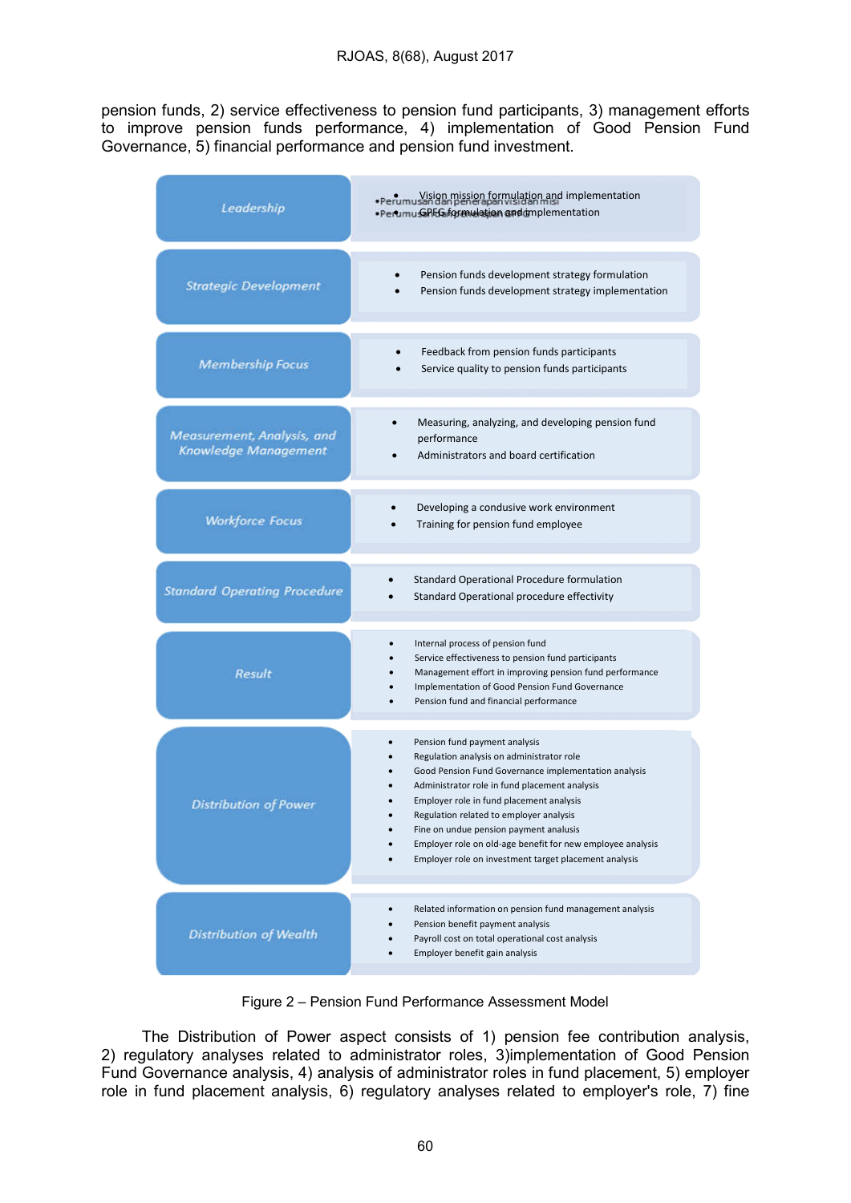pension funds, 2) service effectiveness to pension fund participants, 3) management efforts to improve pension funds performance, 4) implementation of Good Pension Fund Governance, 5) financial performance and pension fund investment.

| Aspect | Components |
|---|---|
| *Leadership* | • Vision mission formulation and implementation<br>• GPFG formulation and implementation |
| *Strategic Development* | • Pension funds development strategy formulation<br>• Pension funds development strategy implementation |
| *Membership Focus* | • Feedback from pension funds participants<br>• Service quality to pension funds participants |
| *Measurement, Analysis, and Knowledge Management* | • Measuring, analyzing, and developing pension fund performance<br>• Administrators and board certification |
| *Workforce Focus* | • Developing a condusive work environment<br>• Training for pension fund employee |
| *Standard Operating Procedure* | • Standard Operational Procedure formulation<br>• Standard Operational procedure effectivity |
| *Result* | • Internal process of pension fund<br>• Service effectiveness to pension fund participants<br>• Management effort in improving pension fund performance<br>• Implementation of Good Pension Fund Governance<br>• Pension fund and financial performance |
| *Distribution of Power* | • Pension fund payment analysis<br>• Regulation analysis on administrator role<br>• Good Pension Fund Governance implementation analysis<br>• Administrator role in fund placement analysis<br>• Employer role in fund placement analysis<br>• Regulation related to employer analysis<br>• Fine on undue pension payment analusis<br>• Employer role on old-age benefit for new employee analysis<br>• Employer role on investment target placement analysis |
| *Distribution of Wealth* | • Related information on pension fund management analysis<br>• Pension benefit payment analysis<br>• Payroll cost on total operational cost analysis<br>• Employer benefit gain analysis |

Figure 2 – Pension Fund Performance Assessment Model

The Distribution of Power aspect consists of 1) pension fee contribution analysis, 2) regulatory analyses related to administrator roles, 3)implementation of Good Pension Fund Governance analysis, 4) analysis of administrator roles in fund placement, 5) employer role in fund placement analysis, 6) regulatory analyses related to employer's role, 7) fine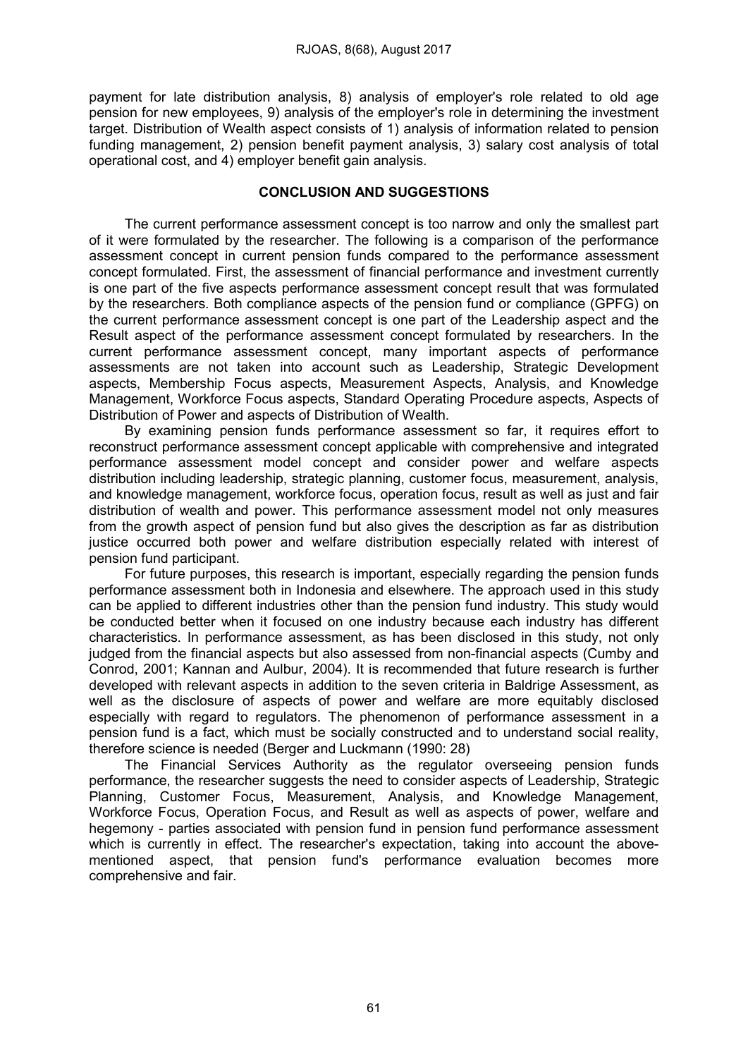payment for late distribution analysis, 8) analysis of employer's role related to old age pension for new employees, 9) analysis of the employer's role in determining the investment target. Distribution of Wealth aspect consists of 1) analysis of information related to pension funding management, 2) pension benefit payment analysis, 3) salary cost analysis of total operational cost, and 4) employer benefit gain analysis.

## CONCLUSION AND SUGGESTIONS

The current performance assessment concept is too narrow and only the smallest part of it were formulated by the researcher. The following is a comparison of the performance assessment concept in current pension funds compared to the performance assessment concept formulated. First, the assessment of financial performance and investment currently is one part of the five aspects performance assessment concept result that was formulated by the researchers. Both compliance aspects of the pension fund or compliance (GPFG) on the current performance assessment concept is one part of the Leadership aspect and the Result aspect of the performance assessment concept formulated by researchers. In the current performance assessment concept, many important aspects of performance assessments are not taken into account such as Leadership, Strategic Development aspects, Membership Focus aspects, Measurement Aspects, Analysis, and Knowledge Management, Workforce Focus aspects, Standard Operating Procedure aspects, Aspects of Distribution of Power and aspects of Distribution of Wealth.

By examining pension funds performance assessment so far, it requires effort to reconstruct performance assessment concept applicable with comprehensive and integrated performance assessment model concept and consider power and welfare aspects distribution including leadership, strategic planning, customer focus, measurement, analysis, and knowledge management, workforce focus, operation focus, result as well as just and fair distribution of wealth and power. This performance assessment model not only measures from the growth aspect of pension fund but also gives the description as far as distribution justice occurred both power and welfare distribution especially related with interest of pension fund participant.

For future purposes, this research is important, especially regarding the pension funds performance assessment both in Indonesia and elsewhere. The approach used in this study can be applied to different industries other than the pension fund industry. This study would be conducted better when it focused on one industry because each industry has different characteristics. In performance assessment, as has been disclosed in this study, not only judged from the financial aspects but also assessed from non-financial aspects (Cumby and Conrod, 2001; Kannan and Aulbur, 2004). It is recommended that future research is further developed with relevant aspects in addition to the seven criteria in Baldrige Assessment, as well as the disclosure of aspects of power and welfare are more equitably disclosed especially with regard to regulators. The phenomenon of performance assessment in a pension fund is a fact, which must be socially constructed and to understand social reality, therefore science is needed (Berger and Luckmann (1990: 28)

The Financial Services Authority as the regulator overseeing pension funds performance, the researcher suggests the need to consider aspects of Leadership, Strategic Planning, Customer Focus, Measurement, Analysis, and Knowledge Management, Workforce Focus, Operation Focus, and Result as well as aspects of power, welfare and hegemony - parties associated with pension fund in pension fund performance assessment which is currently in effect. The researcher's expectation, taking into account the above-mentioned aspect, that pension fund's performance evaluation becomes more comprehensive and fair.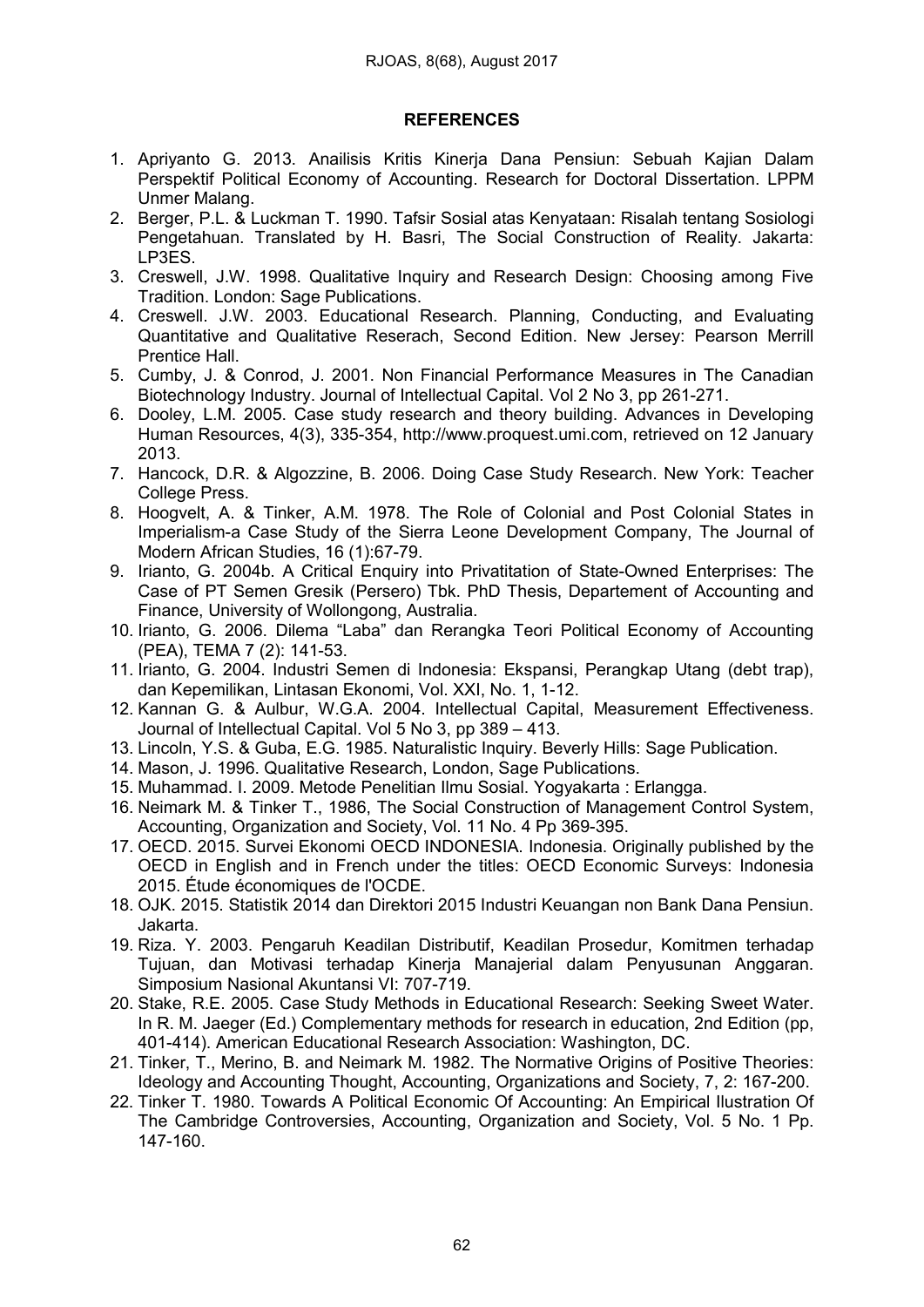## REFERENCES

1. Apriyanto G. 2013. Anailisis Kritis Kinerja Dana Pensiun: Sebuah Kajian Dalam Perspektif Political Economy of Accounting. Research for Doctoral Dissertation. LPPM Unmer Malang.
2. Berger, P.L. & Luckman T. 1990. Tafsir Sosial atas Kenyataan: Risalah tentang Sosiologi Pengetahuan. Translated by H. Basri, The Social Construction of Reality. Jakarta: LP3ES.
3. Creswell, J.W. 1998. Qualitative Inquiry and Research Design: Choosing among Five Tradition. London: Sage Publications.
4. Creswell. J.W. 2003. Educational Research. Planning, Conducting, and Evaluating Quantitative and Qualitative Reserach, Second Edition. New Jersey: Pearson Merrill Prentice Hall.
5. Cumby, J. & Conrod, J. 2001. Non Financial Performance Measures in The Canadian Biotechnology Industry. Journal of Intellectual Capital. Vol 2 No 3, pp 261-271.
6. Dooley, L.M. 2005. Case study research and theory building. Advances in Developing Human Resources, 4(3), 335-354, http://www.proquest.umi.com, retrieved on 12 January 2013.
7. Hancock, D.R. & Algozzine, B. 2006. Doing Case Study Research. New York: Teacher College Press.
8. Hoogvelt, A. & Tinker, A.M. 1978. The Role of Colonial and Post Colonial States in Imperialism-a Case Study of the Sierra Leone Development Company, The Journal of Modern African Studies, 16 (1):67-79.
9. Irianto, G. 2004b. A Critical Enquiry into Privatitation of State-Owned Enterprises: The Case of PT Semen Gresik (Persero) Tbk. PhD Thesis, Departement of Accounting and Finance, University of Wollongong, Australia.
10. Irianto, G. 2006. Dilema "Laba" dan Rerangka Teori Political Economy of Accounting (PEA), TEMA 7 (2): 141-53.
11. Irianto, G. 2004. Industri Semen di Indonesia: Ekspansi, Perangkap Utang (debt trap), dan Kepemilikan, Lintasan Ekonomi, Vol. XXI, No. 1, 1-12.
12. Kannan G. & Aulbur, W.G.A. 2004. Intellectual Capital, Measurement Effectiveness. Journal of Intellectual Capital. Vol 5 No 3, pp 389 – 413.
13. Lincoln, Y.S. & Guba, E.G. 1985. Naturalistic Inquiry. Beverly Hills: Sage Publication.
14. Mason, J. 1996. Qualitative Research, London, Sage Publications.
15. Muhammad. I. 2009. Metode Penelitian Ilmu Sosial. Yogyakarta : Erlangga.
16. Neimark M. & Tinker T., 1986, The Social Construction of Management Control System, Accounting, Organization and Society, Vol. 11 No. 4 Pp 369-395.
17. OECD. 2015. Survei Ekonomi OECD INDONESIA. Indonesia. Originally published by the OECD in English and in French under the titles: OECD Economic Surveys: Indonesia 2015. Étude économiques de l'OCDE.
18. OJK. 2015. Statistik 2014 dan Direktori 2015 Industri Keuangan non Bank Dana Pensiun. Jakarta.
19. Riza. Y. 2003. Pengaruh Keadilan Distributif, Keadilan Prosedur, Komitmen terhadap Tujuan, dan Motivasi terhadap Kinerja Manajerial dalam Penyusunan Anggaran. Simposium Nasional Akuntansi VI: 707-719.
20. Stake, R.E. 2005. Case Study Methods in Educational Research: Seeking Sweet Water. In R. M. Jaeger (Ed.) Complementary methods for research in education, 2nd Edition (pp, 401-414). American Educational Research Association: Washington, DC.
21. Tinker, T., Merino, B. and Neimark M. 1982. The Normative Origins of Positive Theories: Ideology and Accounting Thought, Accounting, Organizations and Society, 7, 2: 167-200.
22. Tinker T. 1980. Towards A Political Economic Of Accounting: An Empirical Ilustration Of The Cambridge Controversies, Accounting, Organization and Society, Vol. 5 No. 1 Pp. 147-160.